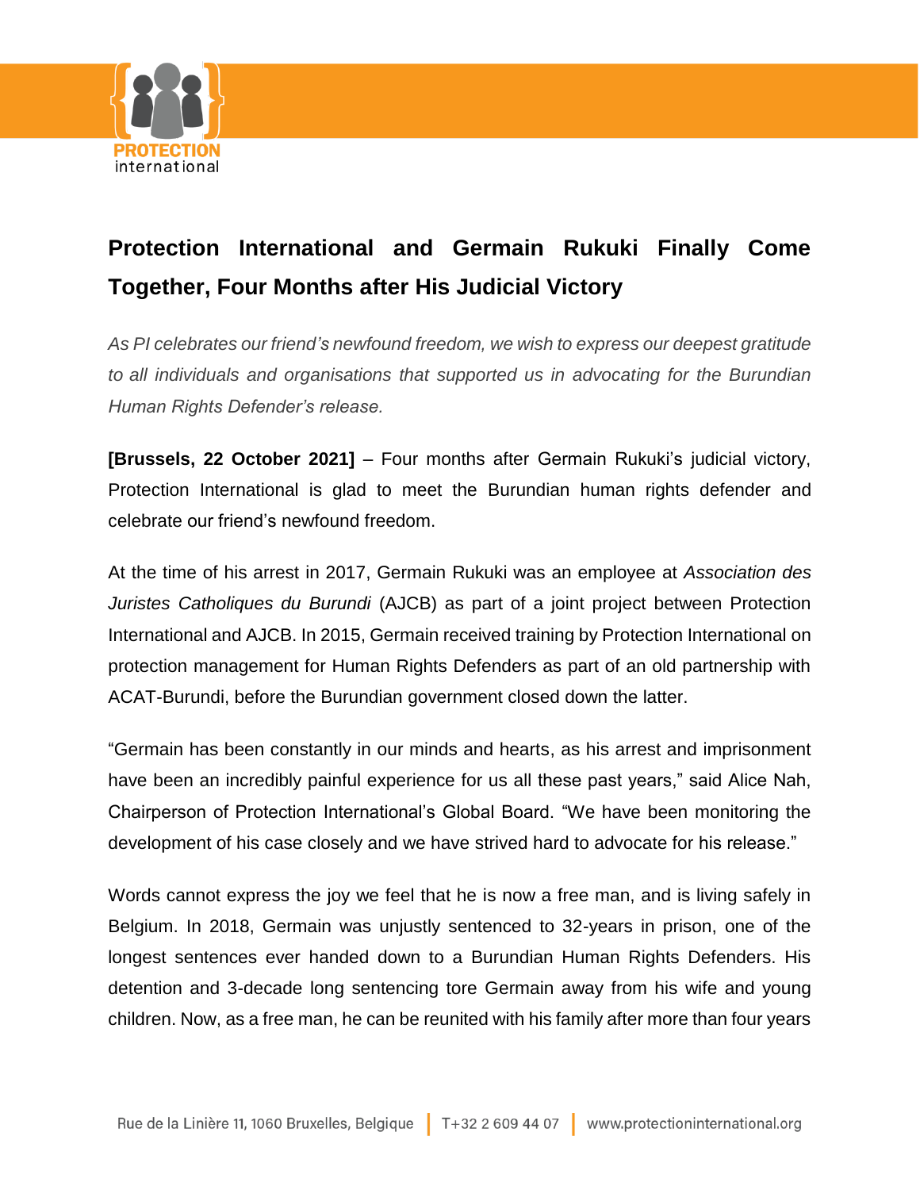# Protection International and Germain Rukuki Finally Come Together, Four Months after His Judicial Victory

*As PI celebrates our friend's newfound freedom, we wish to express our deepest gratitude to all individuals and organisations that supported us in advocating for the Burundian Human Rights Defender's release.*

**[Brussels, 22 October 2021]** – Four months after Germain Rukuki's judicial victory, Protection International is glad to meet the Burundian human rights defender and celebrate our friend's newfound freedom.

At the time of his arrest in 2017, Germain Rukuki was an employee at *Association des Juristes Catholiques du Burundi* (AJCB) as part of a joint project between Protection International and AJCB. In 2015, Germain received training by Protection International on protection management for Human Rights Defenders as part of an old partnership with ACAT-Burundi, before the Burundian government closed down the latter.

"Germain has been constantly in our minds and hearts, as his arrest and imprisonment have been an incredibly painful experience for us all these past years," said Alice Nah, Chairperson of Protection International's Global Board. "We have been monitoring the development of his case closely and we have strived hard to advocate for his release."

Words cannot express the joy we feel that he is now a free man, and is living safely in Belgium. In 2018, Germain was unjustly sentenced to 32-years in prison, one of the longest sentences ever handed down to a Burundian Human Rights Defenders. His detention and 3-decade long sentencing tore Germain away from his wife and young children. Now, as a free man, he can be reunited with his family after more than four years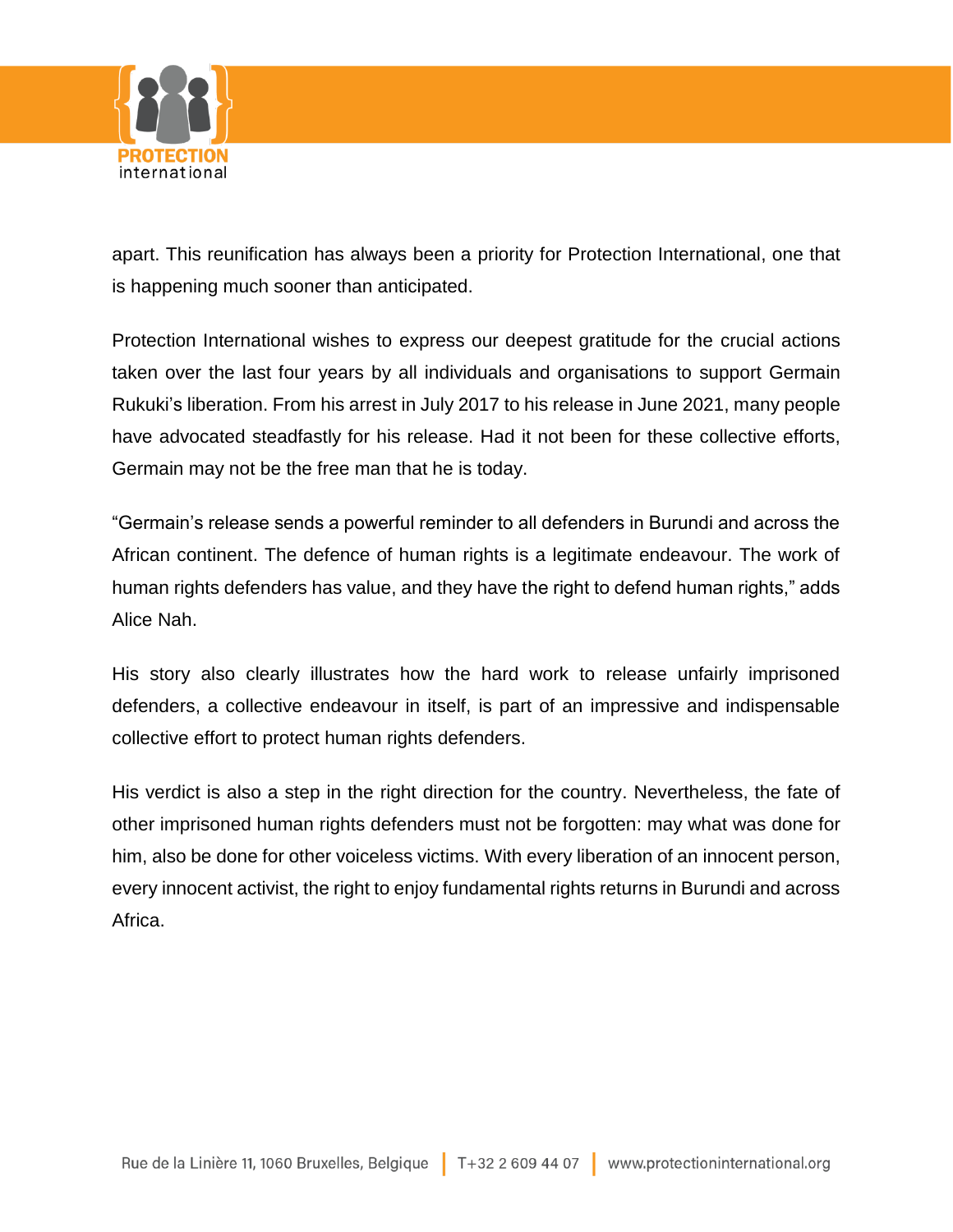apart. This reunification has always been a priority for Protection International, one that is happening much sooner than anticipated.

Protection International wishes to express our deepest gratitude for the crucial actions taken over the last four years by all individuals and organisations to support Germain Rukuki's liberation. From his arrest in July 2017 to his release in June 2021, many people have advocated steadfastly for his release. Had it not been for these collective efforts, Germain may not be the free man that he is today.

"Germain's release sends a powerful reminder to all defenders in Burundi and across the African continent. The defence of human rights is a legitimate endeavour. The work of human rights defenders has value, and they have the right to defend human rights," adds Alice Nah.

His story also clearly illustrates how the hard work to release unfairly imprisoned defenders, a collective endeavour in itself, is part of an impressive and indispensable collective effort to protect human rights defenders.

His verdict is also a step in the right direction for the country. Nevertheless, the fate of other imprisoned human rights defenders must not be forgotten: may what was done for him, also be done for other voiceless victims. With every liberation of an innocent person, every innocent activist, the right to enjoy fundamental rights returns in Burundi and across Africa.